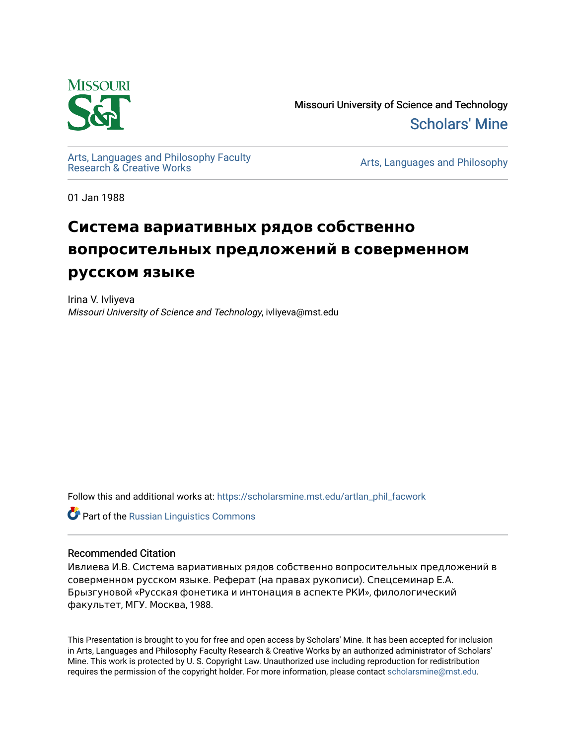Missouri University of Science and Technology

Scholars' Mine

Arts, Languages and Philosophy Faculty Research & Creative Works

Arts, Languages and Philosophy

01 Jan 1988

# Система вариативных рядов собственно вопросительных предложений в соверменном русском языке

Irina V. Ivliyeva

*Missouri University of Science and Technology*, ivliyeva@mst.edu

Follow this and additional works at: https://scholarsmine.mst.edu/artlan_phil_facwork

Part of the Russian Linguistics Commons

## Recommended Citation

Ивлиева И.В. Система вариативных рядов собственно вопросительных предложений в соверменном русском языке. Реферат (на правах рукописи). Спецсеминар Е.А. Брызгуновой «Русская фонетика и интонация в аспекте РКИ», филологический факультет, МГУ. Москва, 1988.

This Presentation is brought to you for free and open access by Scholars' Mine. It has been accepted for inclusion in Arts, Languages and Philosophy Faculty Research & Creative Works by an authorized administrator of Scholars' Mine. This work is protected by U. S. Copyright Law. Unauthorized use including reproduction for redistribution requires the permission of the copyright holder. For more information, please contact scholarsmine@mst.edu.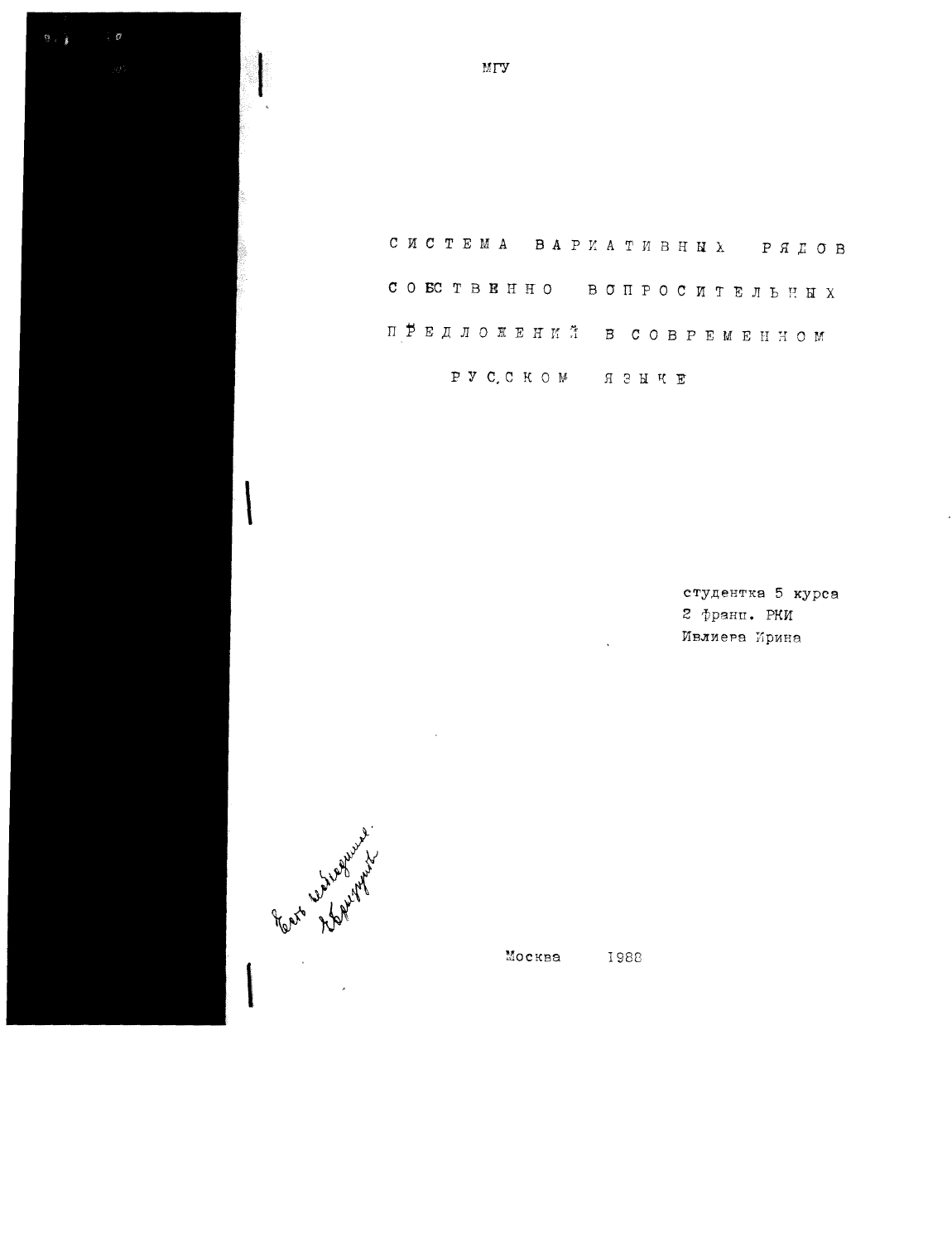МГУ

# СИСТЕМА ВАРИАТИВНЫХ РЯДОВ СОБСТВЕННО ВОПРОСИТЕЛЬНЫХ ПРЕДЛОЖЕНИЙ В СОВРЕМЕННОМ РУССКОМ ЯЗЫКЕ

студентка 5 курса
2 франц. РКИ
Ивлиева Ирина

Москва 1988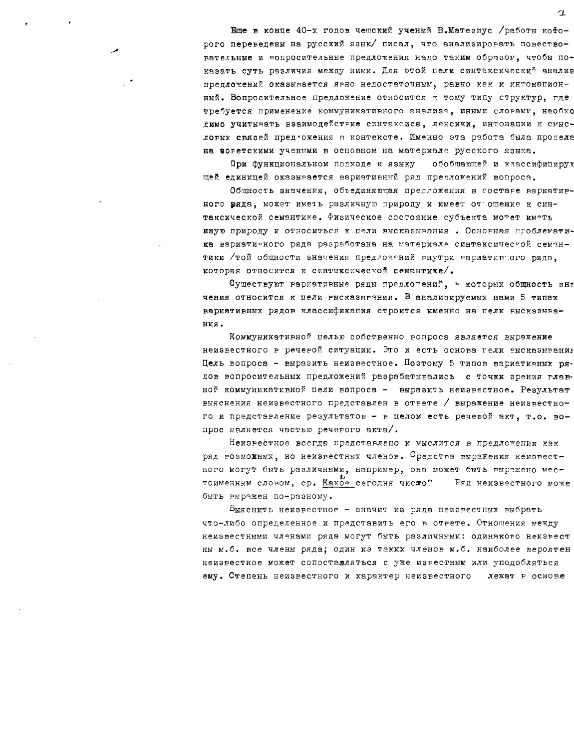Еще в конце 40-х годов чешский ученый В.Матезиус /работы которого переведены на русский язык/ писал, что анализировать повествовательные и вопросительные предложения надо таким образом, чтобы показать суть различия между ними. Для этой цели синтаксический анализ предложений оказывается явно недостаточным, равно как и интонационный. Вопросительное предложение относится к тому типу структур, где требуется применение коммуникативного анализа, иными словами, необходимо учитывать взаимодействие синтаксиса, лексики, интонации и смысловых связей предложения в контексте. Именно эта работа была проделана советскими учеными в основном на материале русского языка.

При функциональном подходе к языку обобщающей и классифицирующей единицей оказывается вариативный ряд предложений вопроса.

Общность значения, объединяющая предложения в составе вариативного ряда, может иметь различную природу и имеет отношение к синтаксической семантике. Физическое состояние субъекта может иметь иную природу и относиться к цели высказывания . Основная проблематика вариативного ряда разработана на материале синтаксической семантики /той общности значения предложений внутри вариативного ряда, которая относится к синтаксической семантике/.

Существуют вариативные ряды предложений, в которых общность значения относится к цели высказывания. В анализируемых нами 5 типах вариативных рядов классификация строится именно на цели высказывания.

Коммуникативной целью собственно вопроса является выражение неизвестного в речевой ситуации. Это и есть основа цели высказывания. Цель вопроса - выразить неизвестное. Поэтому 5 типов вариативных рядов вопросительных предложений разрабатывались с точки зрения главной коммуникативной цели вопроса - выразить неизвестное. Результат выяснения неизвестного представлен в ответе / выражение неизвестного и представление результатов - в целом есть речевой акт, т.о. вопрос является частью речевого акта/.

Неизвестное всегда представлено и мыслится в предложении как ряд возможных, но неизвестных членов. Средства выражения неизвестного могут быть различными, например, оно может быть выражено местоименным словом, ср. Какое сегодня число? Ряд неизвестного может быть выражен по-разному.

Выяснить неизвестное - значит из ряда неизвестных выбрать что-либо определенное и представить его в ответе. Отношения между неизвестными членами ряда могут быть различными: одинаково неизвестны м.б. все члены ряда; один из таких членов м.б. наиболее вероятен неизвестное может сопоставляться с уже известным или уподобляться ему. Степень неизвестного и характер неизвестного лежат в основе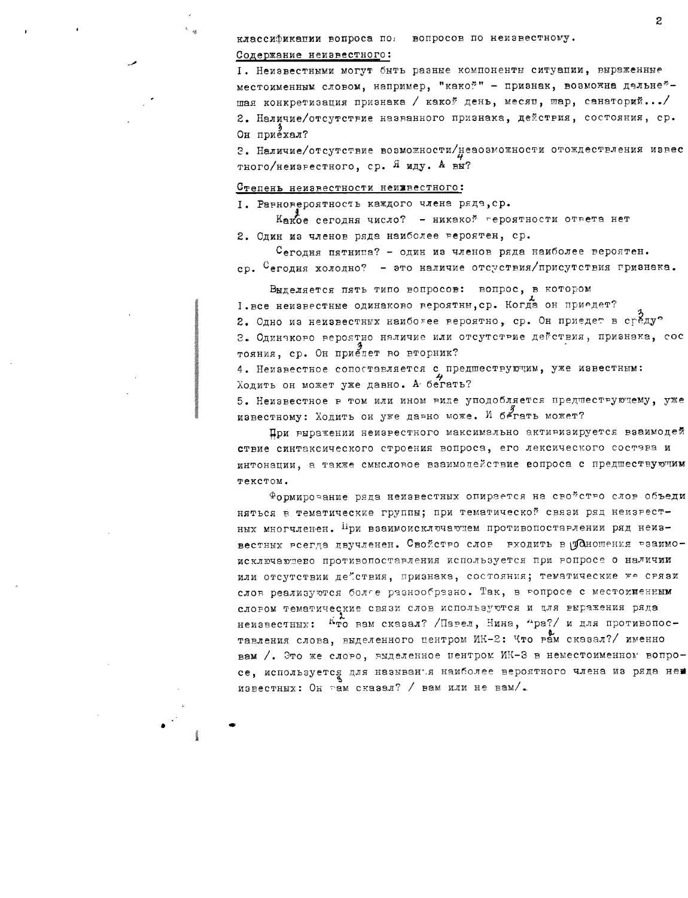классификации вопроса по вопросов по неизвестному.

Содержание неизвестного:

I. Неизвестными могут быть разные компоненты ситуации, выраженные местоименным словом, например, "какой" - признак, возможна дальнейшая конкретизация признака / какой день, месяц, шар, санаторий.../

2. Наличие/отсутствие названного признака, действия, состояния, ср. Он приехал?

3. Наличие/отсутствие возможности/невозможности отождествления известного/неизвестного, ср. Я иду. А вы?

Степень неизвестности неизвестного:

I. Равновероятность каждого члена ряда, ср.

Какое сегодня число? - никакой вероятности ответа нет

2. Один из членов ряда наиболее вероятен, ср.

Сегодня пятница? - один из членов ряда наиболее вероятен.

ср. Сегодня холодно? - это наличие отсуствия/присутствия признака.

Выделяется пять типо вопросов: вопрос, в котором

I. все неизвестные одинаково вероятны, ср. Когда он приедет?

2. Одно из неизвестных наиболее вероятно, ср. Он приедет в среду?

3. Одинаково вероятно наличие или отсутствие действия, признака, состояния, ср. Он приедет во вторник?

4. Неизвестное сопоставляется с предшествующим, уже известным: Ходить он может уже давно. А бегать?

5. Неизвестное в том или ином виде уподобляется предшествующему, уже известному: Ходить он уже давно може. И бегать может?

При выражении неизвестного максимально активизируется взаимодействие синтаксического строения вопроса, его лексического состава и интонации, а также смысловое взаимодействие вопроса с предшествующим текстом.

Формирование ряда неизвестных опирается на свойство слов объединяться в тематические группы; при тематической связи ряд неизвестных многочленен. При взаимоисключающем противопоставлении ряд неизвестных всегда двучленен. Свойство слов входить в отношения взаимоисключающего противопоставления используется при вопросе о наличии или отсутствии действия, признака, состояния; тематические же связи слов реализуются более разнообразно. Так, в вопросе с местоименным словом тематические связи слов используются и для выражения ряда неизвестных: Кто вам сказал? /Павел, Нина, Вера?/ и для противопоставления слова, выделенного центром ИК-2: Что вам сказал?/ именно вам /. Это же слово, выделенное центром ИК-3 в неместоименном вопросе, используется для называния наиболее вероятного члена из ряда неизвестных: Он вам сказал? / вам или не вам/.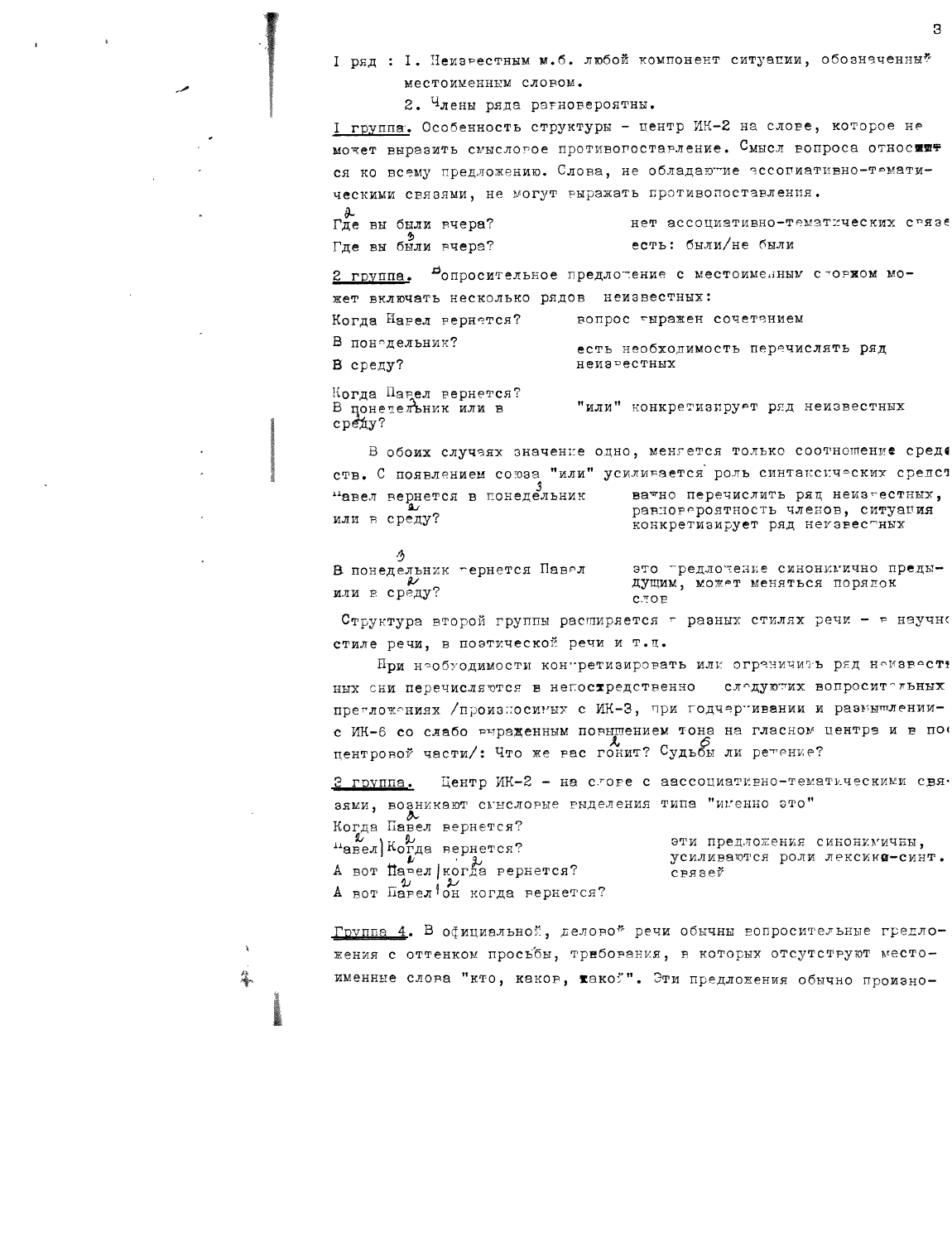I ряд : I. Неизвестным м.б. любой компонент ситуации, обозначенный местоименным словом.

2. Члены ряда равновероятны.

I группа. Особенность структуры - центр ИК-2 на слове, которое не может выразить смысловое противопоставление. Смысл вопроса относится ко всему предложению. Слова, не обладающие ассоциативно-тематическими связями, не могут выражать противопоставления.

| | |
|---|---|
| Где вы были вчера? | нет ассоциативно-тематических связе |
| Где вы были вчера? | есть: были/не были |

2 группа. Вопросительное предложение с местоименным словом может включать несколько рядов неизвестных:

| | |
|---|---|
| Когда Павел вернется? | вопрос выражен сочетанием |
| В понедельник? В среду? | есть необходимость перечислять ряд неизвестных |
| Когда Павел вернется? В понедельник или в среду? | "или" конкретизирует ряд неизвестных |

В обоих случаях значение одно, меняется только соотношение средств. С появлением союза "или" усиливается роль синтаксических средст

| | |
|---|---|
| Павел вернется в понедельник или в среду? | важно перечислить ряд неизвестных, равновероятность членов, ситуация конкретизирует ряд неизвестных |
| В понедельник вернется Павел или в среду? | это предложение синонимично предыдущим, может меняться порядок слов |

Структура второй группы расширяется в разных стилях речи - в научно стиле речи, в поэтической речи и т.д.

При необходимости конкретизировать или ограничить ряд неизвестных они перечисляются в непосредственно следующих вопросительных предложениях /произносимых с ИК-3, при подчеркивании и размышлении- с ИК-6 со слабо выраженным повышением тона на гласном центре и в пос центровой части/: Что же вас гонит? Судьбы ли решение?

3 группа. Центр ИК-2 - на слове с аассоциативно-тематическими связями, возникают смысловые выделения типа "именно это"

| | |
|---|---|
| Когда Павел вернется? Павел\| Когда вернется? А вот Павел \|когда вернется? А вот Павел\|он когда вернется? | эти предложения синонимичны, усиливаются роли лексико-синт. связей |

Группа 4. В официальной, деловой речи обычны вопросительные предложения с оттенком просьбы, требования, в которых отсутствуют местоименные слова "кто, каков, какой". Эти предложения обычно произно-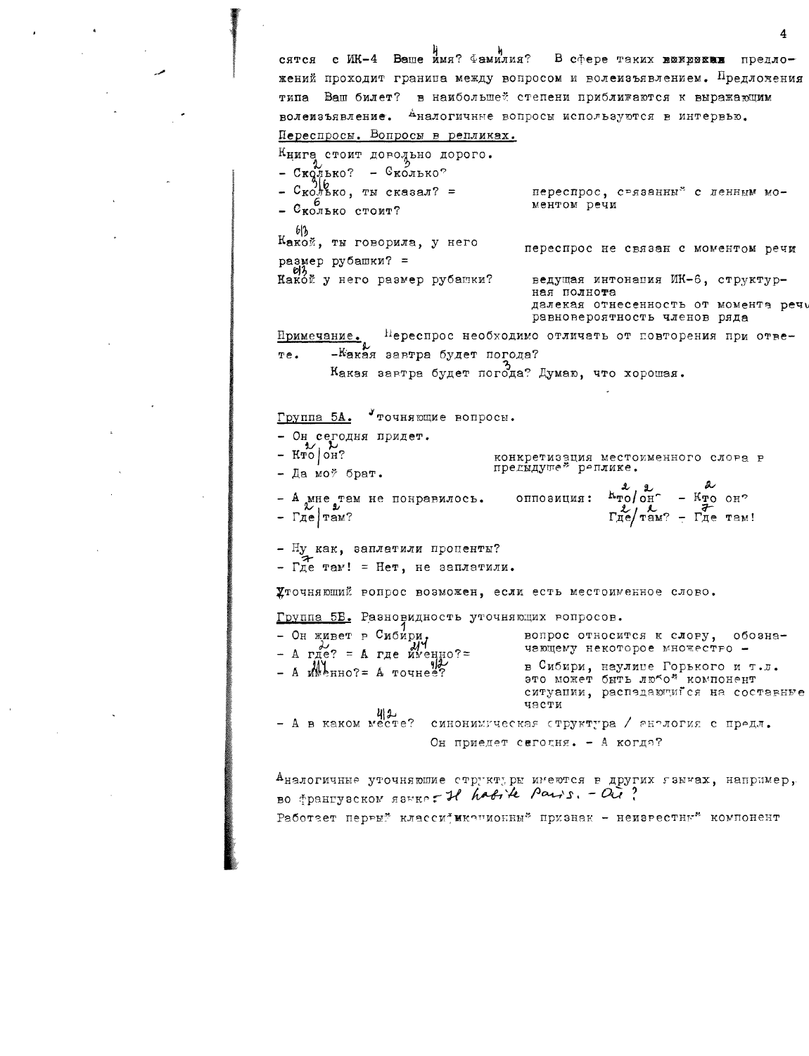сятся с ИК-4 Ваше имя? Фамилия? В сфере таких вопросов предложений проходит граница между вопросом и волеизъявлением. Предложения типа Ваш билет? в наибольшей степени приближаются к выражающим волеизъявление. Аналогичные вопросы используются в интервью.

Переспросы. Вопросы в репликах.

Книга стоит довольно дорого.

- Сколько? - Сколько?
- Сколько, ты сказал? = переспрос, связанный с данным моментом речи
- Сколько стоит?

Какой, ты говорила, у него размер рубашки? = переспрос не связан с моментом речи

Какой у него размер рубашки? ведущая интонация ИК-6, структурная полнота далекая отнесенность от момента речи равновероятность членов ряда

Примечание. Переспрос необходимо отличать от повторения при ответе. -Какая завтра будет погода?

Какая завтра будет погода? Думаю, что хорошая.

Группа 5А. Уточняющие вопросы.

- Он сегодня придет.
- Кто | он? конкретизация местоименного слова в предыдущей реплике.
- Да мой брат.

- А мне там не понравилось. оппозиция: Кто/он? - Кто он?
- Где | там? Где/там? - Где там!

- Ну как, заплатили проценты?
- Где там! = Нет, не заплатили.

Уточняющий вопрос возможен, если есть местоименное слово.

Группа 5Б. Разновидность уточняющих вопросов.

- Он живет в Сибири. вопрос относится к слову, обозначающему некоторое множество -
- А где? = А где именно?= в Сибири, на улице Горького и т.д.
- А именно?= А точнее? это может быть любой компонент ситуации, распадающийся на составные части

- А в каком месте? синонимическая структура / аналогия с предл. Он приедет сегодня. - А когда?

Аналогичные уточняющие структуры имеются в других языках, например, во французском языке: Il habite Paris. - Où?

Работает первый классификационный признак - неизвестный компонент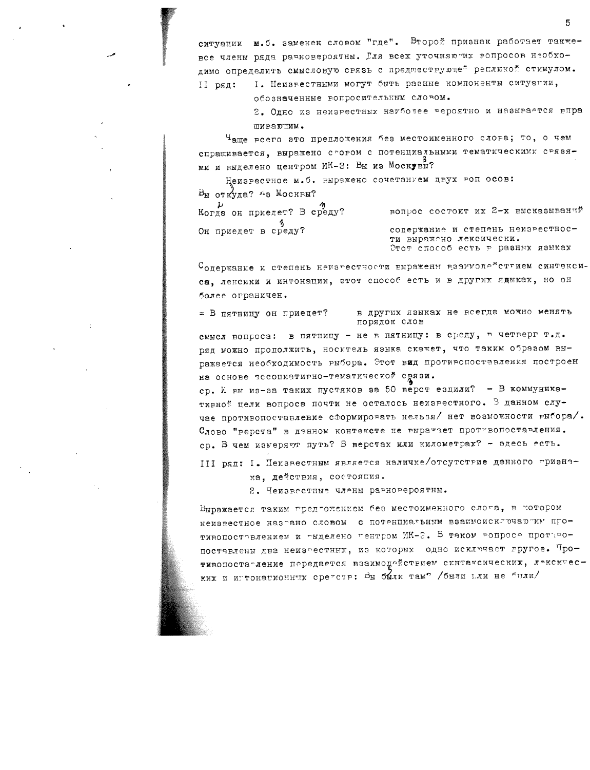ситуации м.б. заменен словом "где". Второй признак работает также все члены ряда равновероятны. Для всех уточняющих вопросов необходимо определить смысловую связь с предшествующей репликой стимулом.

II ряд: 1. Неизвестными могут быть разные компоненты ситуации, обозначенные вопросительным словом.

2. Одно из неизвестных наиболее вероятно и называется впрашивающим.

Чаще всего это предложения без местоименного слова; то, о чем спрашивается, выражено словом с потенциальными тематическими связями и выделено центром ИК-3: Вы из Москвы?

Неизвестное м.б. выражено сочетанием двух вопросов:

Вы откуда? Из Москвы?

Когда он приедет? В среду? — вопрос состоит из 2-х высказываний

Он приедет в среду? — содержание и степень неизвестности выражено лексически. Этот способ есть в разных языках

Содержание и степень неизвестности выражены взаимодействием синтаксиса, лексики и интонации, этот способ есть и в других языках, но он более ограничен.

= В пятницу он приедет? — в других языках не всегда можно менять порядок слов

смысл вопроса: в пятницу - не в пятницу: в среду, в четверг т.д. ряд можно продолжить, носитель языка скажет, что таким образом выражается необходимость выбора. Этот вид противопоставления построен на основе ассоциативно-тематической связи.

ср. И вы из-за таких пустяков за 50 верст ездили? - В коммуникативной цели вопроса почти не осталось неизвестного. В данном случае противопоставление сформировать нельзя/ нет возможности выбора/. Слово "верста" в данном контексте не выражает противопоставления. ср. В чем измеряют путь? В верстах или километрах? - здесь есть.

III ряд: 1. Неизвестным является наличие/отсутствие данного признака, действия, состояния.

2. Неизвестные члены равновероятны.

Выражается таким предложением без местоименного слова, в котором неизвестное названо словом с потенциальным взаимоисключающим противопоставлением и выделено центром ИК-3. В таком вопросе противопоставлены два неизвестных, из которых одно исключает другое. Противопоставление передается взаимодействием синтаксических, лексических и интонационных средств: Вы были там? /были или не были/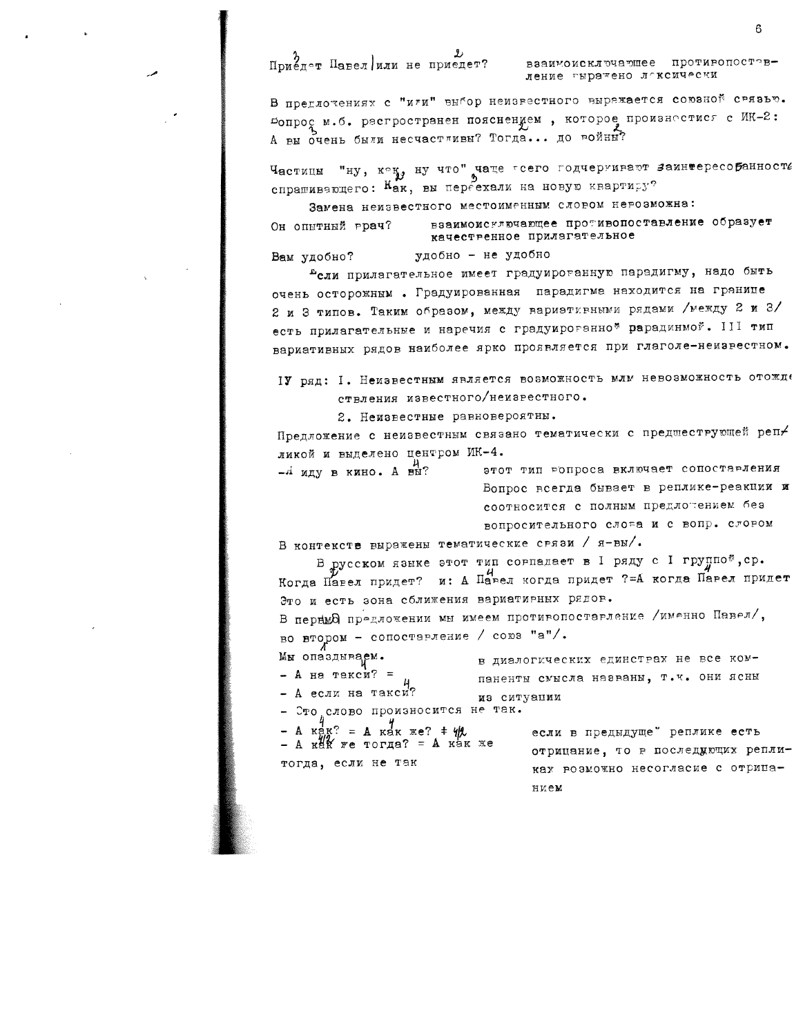Приедет Павел | или не приедет? — взаимоисключающее противопоставление выражено лексически

В предложениях с "или" выбор неизвестного выражается союзной связью. Вопрос м.б. распространен пояснением, которое произносится с ИК-2: А вы очень были несчастливы? Тогда... до войны?

Частицы "ну, как, ну что" чаще всего подчеркивают заинтересованность спрашивающего: Как, вы переехали на новую квартиру?

Замена неизвестного местоименным словом невозможна:

Он опытный врач? — взаимоисключающее противопоставление образует качественное прилагательное

Вам удобно? — удобно - не удобно

Если прилагательное имеет градуированную парадигму, надо быть очень осторожным. Градуированная парадигма находится на границе 2 и 3 типов. Таким образом, между вариативными рядами /между 2 и 3/ есть прилагательные и наречия с градуированной парадигмой. III тип вариативных рядов наиболее ярко проявляется при глаголе-неизвестном.

IУ ряд: I. Неизвестным является возможность или невозможность отождествления известного/неизвестного.

2. Неизвестные равновероятны.

Предложение с неизвестным связано тематически с предшествующей репликой и выделено центром ИК-4.

-Я иду в кино. А вы? — этот тип вопроса включает сопоставления. Вопрос всегда бывает в реплике-реакции и соотносится с полным предложением без вопросительного слова и с вопр. словом

В контексте выражены тематические связи / я-вы/.

В русском языке этот тип совпадает в I ряду с I группой, ср. Когда Павел придет? и: А Павел когда придет ?=А когда Павел придет

Это и есть зона сближения вариативных рядов.

В первом предложении мы имеем противопоставление /именно Павел/, во втором - сопоставление / союз "а"/.

Мы опаздываем.
- А на такси? =
- А если на такси? — в диалогических единствах не все компаненты смысла названы, т.к. они ясны из ситуации

- Это слово произносится не так.
- А как? = А как же? ≠ 4/2
- А как же тогда? = А как же тогда, если не так — если в предыдущей реплике есть отрицание, то в последующих репликах возможно несогласие с отрицанием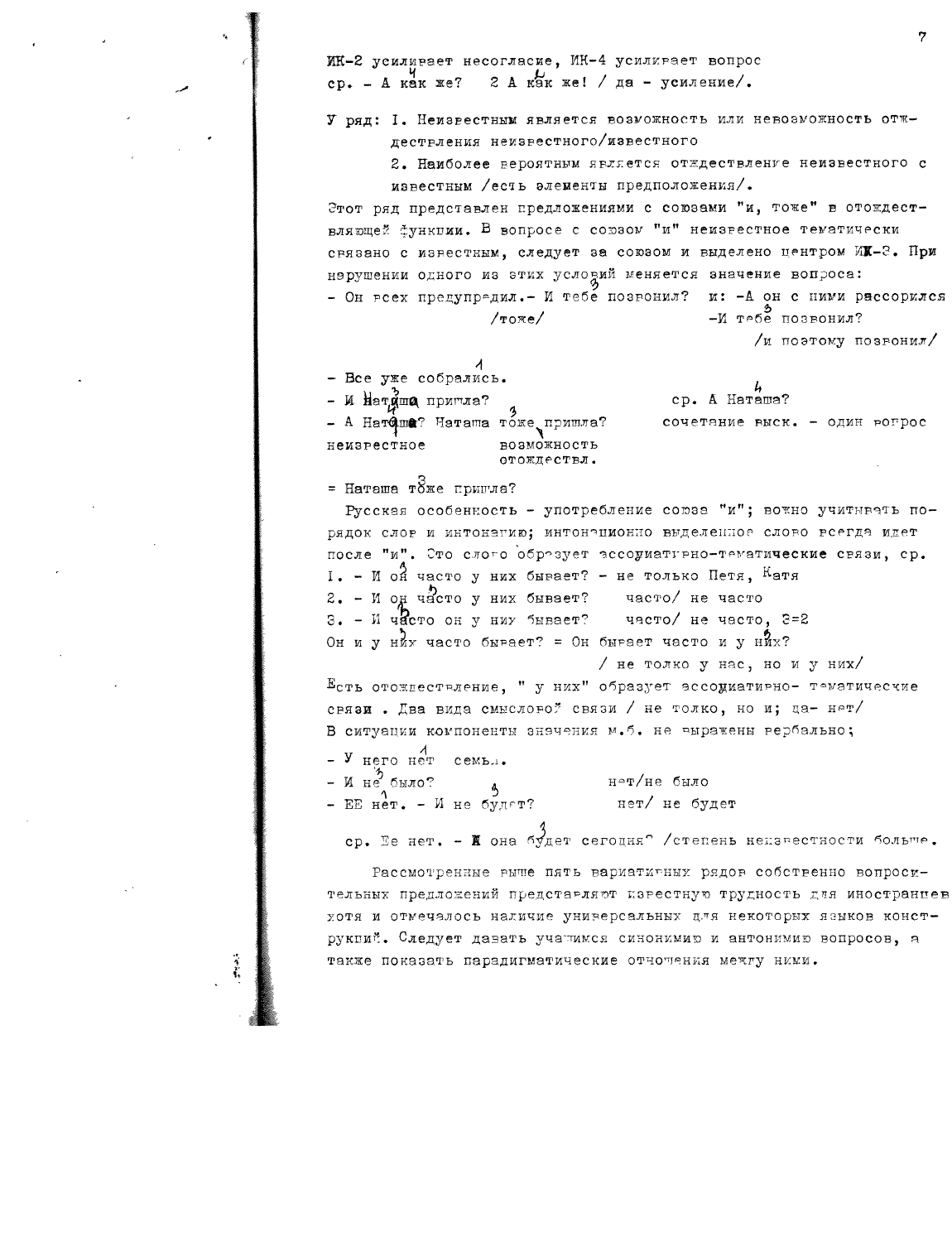ИК-2 усиливает несогласие, ИК-4 усиливает вопрос
ср. – А как[4] же? 2 А как[4] же! / да – усиление/.

У ряд: I. Неизвестным является возможность или невозможность отождествления неизвестного/известного

2. Наиболее вероятным является отождествление неизвестного с известным /есть элементы предположения/.

Этот ряд представлен предложениями с союзами "и, тоже" в отождествляющей функции. В вопросе с союзом "и" неизвестное тематически связано с известным, следует за союзом и выделено центром ИК-3. При нарушении одного из этих условий меняется значение вопроса:

– Он всех предупредил.– И тебе[3] позвонил? /тоже/ и: –А он с ними рассорился –И тебе[3] позвонил? /и поэтому позвонил/

– Все уже собрались[1].
– И Наташа[3] пришла? ср. А Наташа[4]?
– А Наташа[4]? Наташа тоже[3] пришла? сочетание выск. – один вопрос
неизвестное — возможность отождествл.

= Наташа тоже[3] пришла?

Русская особенность – употребление союза "и"; важно учитывать порядок слов и интонацию; интонационно выделенное слово всегда идет после "и". Это слово образует ассоциативно-тематические связи, ср.

I. – И он[3] часто у них бывает? – не только Петя, Катя
2. – И он часто[3] у них бывает? часто/ не часто
3. – И часто[3] он у них бывает? часто/ не часто, 3=2

Он и у них[3] часто бывает? = Он бывает часто и у них[3]?
/ не только у нас, но и у них/

Есть отождествление, " у них" образует ассоциативно- тематические связи . Два вида смысловой связи / не только, но и; да- нет/
В ситуации компоненты значения м.б. не выражены вербально;

– У него нет[1] семьи.
– И не[3] было? нет/не было
– ЕЕ нет[1]. – И не будет[3]? нет/ не будет

ср. Ее нет. – И она будет[3] сегодня? /степень неизвестности больше.

Рассмотренные выше пять вариативных рядов собственно вопросительных предложений представляют известную трудность для иностранцев хотя и отмечалось наличие универсальных для некоторых языков конструкций. Следует давать учащимся синонимию и антонимию вопросов, а также показать парадигматические отношения между ними.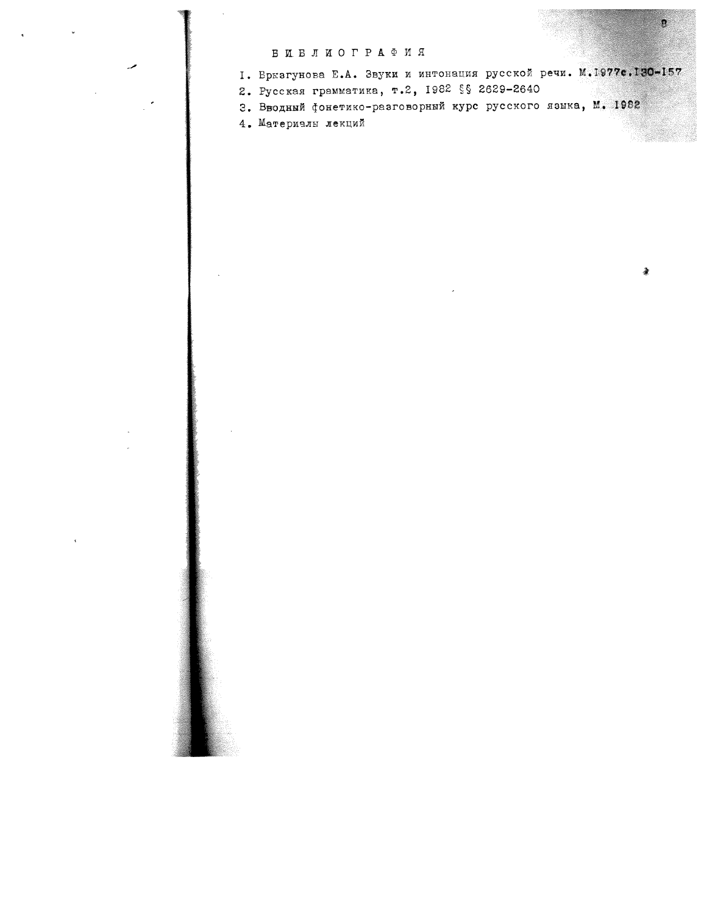# БИБЛИОГРАФИЯ

I. Брызгунова Е.А. Звуки и интонация русской речи. М.1977с.130-157
2. Русская грамматика, т.2, 1982 §§ 2629-2640
3. Вводный фонетико-разговорный курс русского языка, М. 1982
4. Материалы лекций